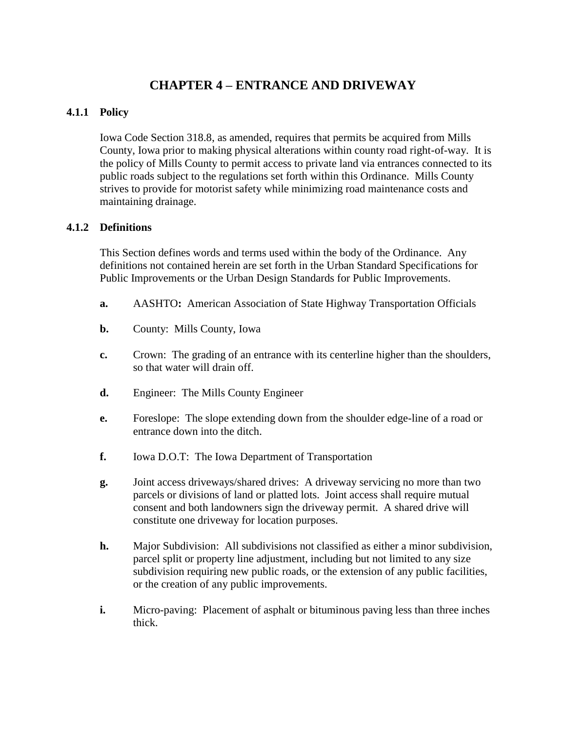# CHAPTER 4 – ENTRANCE AND DRIVEWAY

## 4.1.1 Policy

Iowa Code Section 318.8, as amended, requires that permits be acquired from Mills County, Iowa prior to making physical alterations within county road right-of-way. It is the policy of Mills County to permit access to private land via entrances connected to its public roads subject to the regulations set forth within this Ordinance. Mills County strives to provide for motorist safety while minimizing road maintenance costs and maintaining drainage.

## 4.1.2 Definitions

This Section defines words and terms used within the body of the Ordinance. Any definitions not contained herein are set forth in the Urban Standard Specifications for Public Improvements or the Urban Design Standards for Public Improvements.

**a.** AASHTO**:** American Association of State Highway Transportation Officials

**b.** County: Mills County, Iowa

**c.** Crown: The grading of an entrance with its centerline higher than the shoulders, so that water will drain off.

**d.** Engineer: The Mills County Engineer

**e.** Foreslope: The slope extending down from the shoulder edge-line of a road or entrance down into the ditch.

**f.** Iowa D.O.T: The Iowa Department of Transportation

**g.** Joint access driveways/shared drives: A driveway servicing no more than two parcels or divisions of land or platted lots. Joint access shall require mutual consent and both landowners sign the driveway permit. A shared drive will constitute one driveway for location purposes.

**h.** Major Subdivision: All subdivisions not classified as either a minor subdivision, parcel split or property line adjustment, including but not limited to any size subdivision requiring new public roads, or the extension of any public facilities, or the creation of any public improvements.

**i.** Micro-paving: Placement of asphalt or bituminous paving less than three inches thick.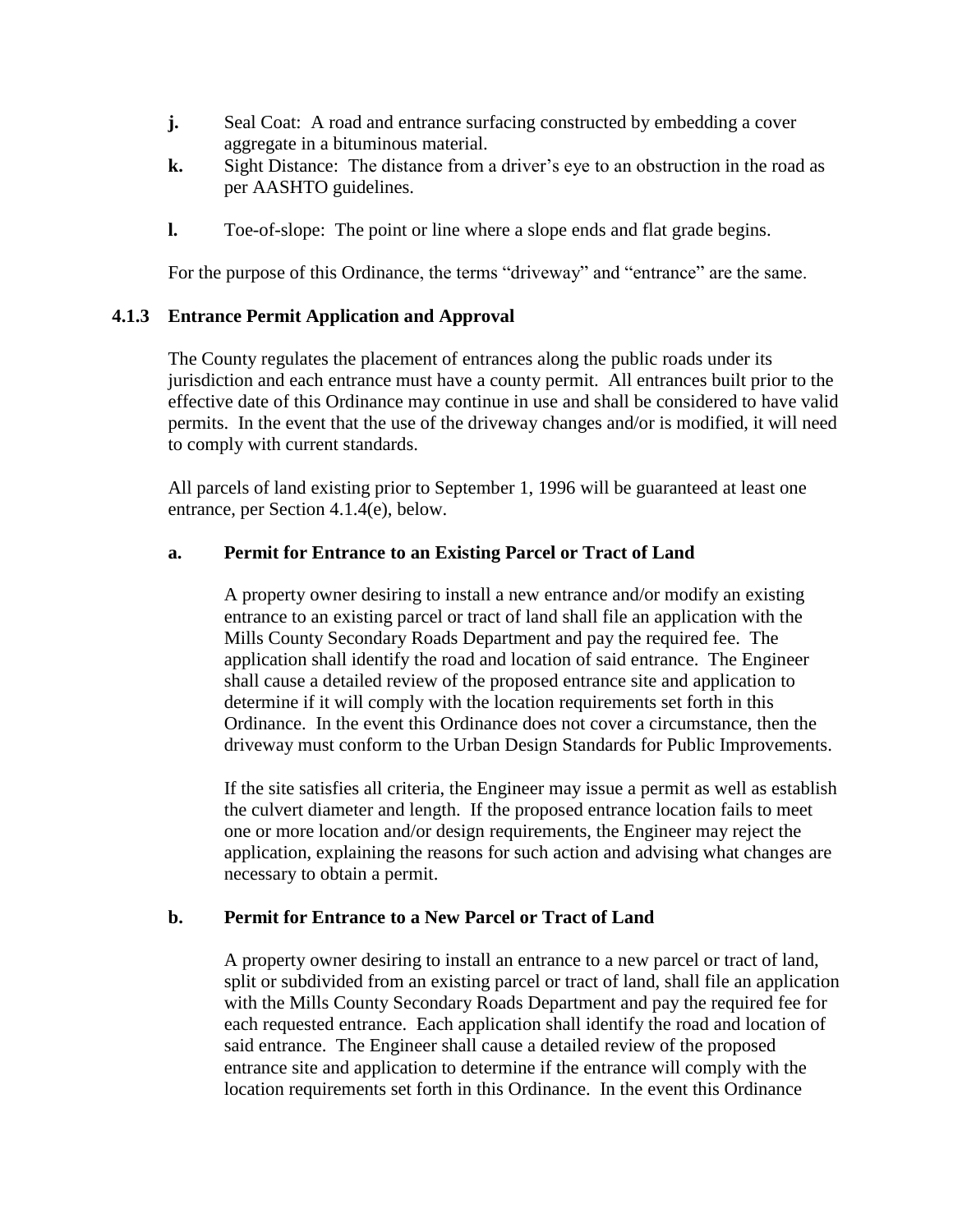**j.** Seal Coat: A road and entrance surfacing constructed by embedding a cover aggregate in a bituminous material.

**k.** Sight Distance: The distance from a driver's eye to an obstruction in the road as per AASHTO guidelines.

**l.** Toe-of-slope: The point or line where a slope ends and flat grade begins.

For the purpose of this Ordinance, the terms "driveway" and "entrance" are the same.

### 4.1.3 Entrance Permit Application and Approval

The County regulates the placement of entrances along the public roads under its jurisdiction and each entrance must have a county permit. All entrances built prior to the effective date of this Ordinance may continue in use and shall be considered to have valid permits. In the event that the use of the driveway changes and/or is modified, it will need to comply with current standards.

All parcels of land existing prior to September 1, 1996 will be guaranteed at least one entrance, per Section 4.1.4(e), below.

#### a. Permit for Entrance to an Existing Parcel or Tract of Land

A property owner desiring to install a new entrance and/or modify an existing entrance to an existing parcel or tract of land shall file an application with the Mills County Secondary Roads Department and pay the required fee. The application shall identify the road and location of said entrance. The Engineer shall cause a detailed review of the proposed entrance site and application to determine if it will comply with the location requirements set forth in this Ordinance. In the event this Ordinance does not cover a circumstance, then the driveway must conform to the Urban Design Standards for Public Improvements.

If the site satisfies all criteria, the Engineer may issue a permit as well as establish the culvert diameter and length. If the proposed entrance location fails to meet one or more location and/or design requirements, the Engineer may reject the application, explaining the reasons for such action and advising what changes are necessary to obtain a permit.

#### b. Permit for Entrance to a New Parcel or Tract of Land

A property owner desiring to install an entrance to a new parcel or tract of land, split or subdivided from an existing parcel or tract of land, shall file an application with the Mills County Secondary Roads Department and pay the required fee for each requested entrance. Each application shall identify the road and location of said entrance. The Engineer shall cause a detailed review of the proposed entrance site and application to determine if the entrance will comply with the location requirements set forth in this Ordinance. In the event this Ordinance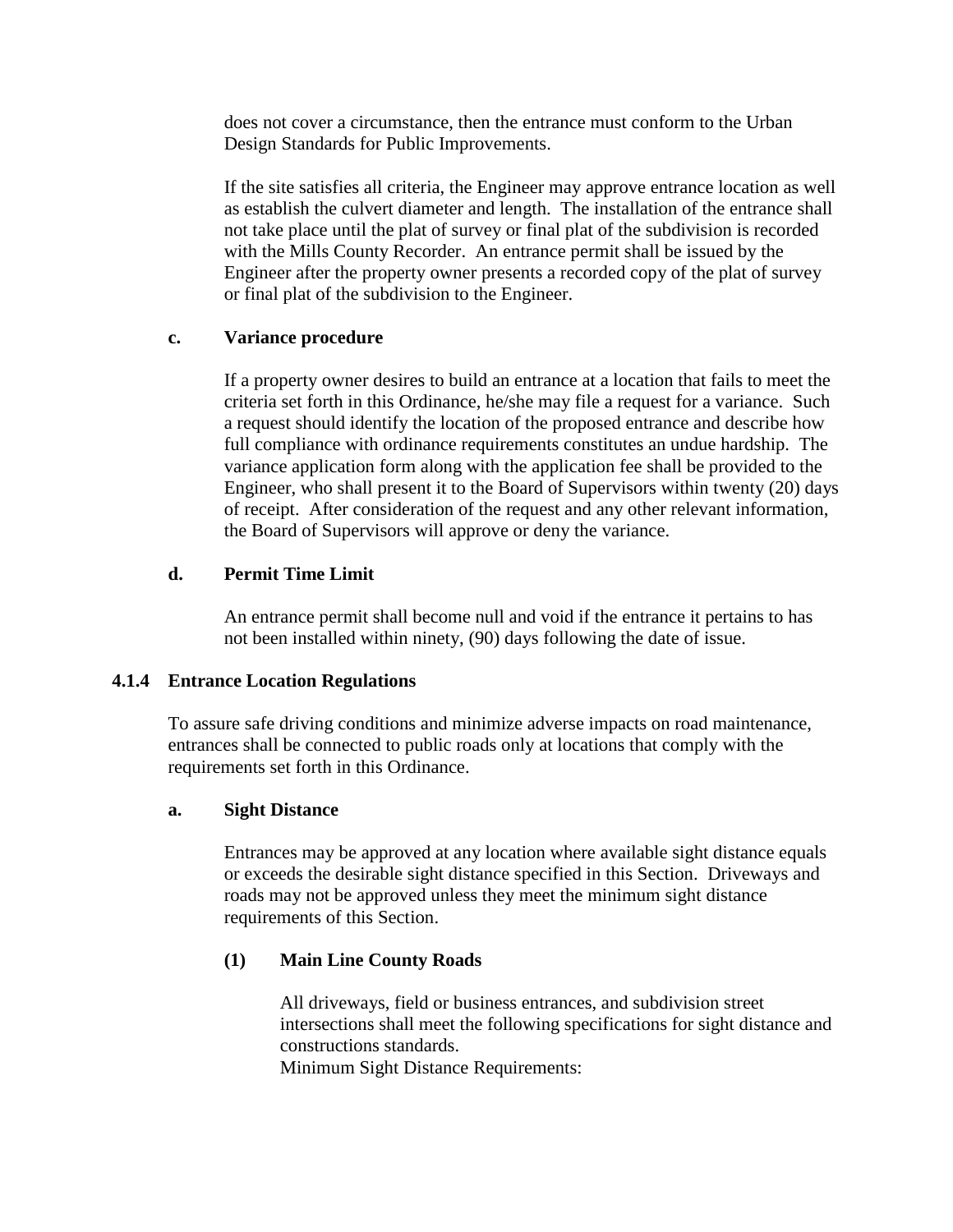does not cover a circumstance, then the entrance must conform to the Urban Design Standards for Public Improvements.

If the site satisfies all criteria, the Engineer may approve entrance location as well as establish the culvert diameter and length. The installation of the entrance shall not take place until the plat of survey or final plat of the subdivision is recorded with the Mills County Recorder. An entrance permit shall be issued by the Engineer after the property owner presents a recorded copy of the plat of survey or final plat of the subdivision to the Engineer.

**c. Variance procedure**

If a property owner desires to build an entrance at a location that fails to meet the criteria set forth in this Ordinance, he/she may file a request for a variance. Such a request should identify the location of the proposed entrance and describe how full compliance with ordinance requirements constitutes an undue hardship. The variance application form along with the application fee shall be provided to the Engineer, who shall present it to the Board of Supervisors within twenty (20) days of receipt. After consideration of the request and any other relevant information, the Board of Supervisors will approve or deny the variance.

**d. Permit Time Limit**

An entrance permit shall become null and void if the entrance it pertains to has not been installed within ninety, (90) days following the date of issue.

### 4.1.4 Entrance Location Regulations

To assure safe driving conditions and minimize adverse impacts on road maintenance, entrances shall be connected to public roads only at locations that comply with the requirements set forth in this Ordinance.

**a. Sight Distance**

Entrances may be approved at any location where available sight distance equals or exceeds the desirable sight distance specified in this Section. Driveways and roads may not be approved unless they meet the minimum sight distance requirements of this Section.

**(1) Main Line County Roads**

All driveways, field or business entrances, and subdivision street intersections shall meet the following specifications for sight distance and constructions standards.
Minimum Sight Distance Requirements: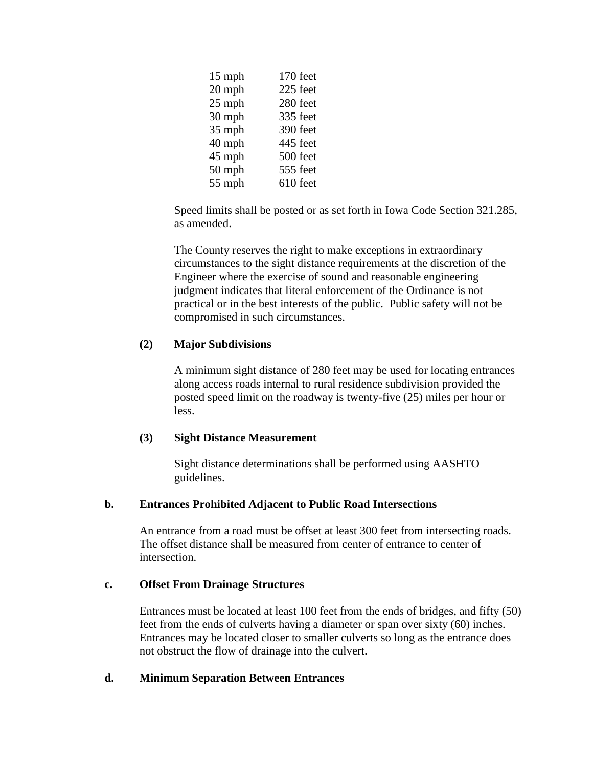| | |
|---|---|
| 15 mph | 170 feet |
| 20 mph | 225 feet |
| 25 mph | 280 feet |
| 30 mph | 335 feet |
| 35 mph | 390 feet |
| 40 mph | 445 feet |
| 45 mph | 500 feet |
| 50 mph | 555 feet |
| 55 mph | 610 feet |

Speed limits shall be posted or as set forth in Iowa Code Section 321.285, as amended.

The County reserves the right to make exceptions in extraordinary circumstances to the sight distance requirements at the discretion of the Engineer where the exercise of sound and reasonable engineering judgment indicates that literal enforcement of the Ordinance is not practical or in the best interests of the public. Public safety will not be compromised in such circumstances.

**(2) Major Subdivisions**

A minimum sight distance of 280 feet may be used for locating entrances along access roads internal to rural residence subdivision provided the posted speed limit on the roadway is twenty-five (25) miles per hour or less.

**(3) Sight Distance Measurement**

Sight distance determinations shall be performed using AASHTO guidelines.

**b. Entrances Prohibited Adjacent to Public Road Intersections**

An entrance from a road must be offset at least 300 feet from intersecting roads. The offset distance shall be measured from center of entrance to center of intersection.

**c. Offset From Drainage Structures**

Entrances must be located at least 100 feet from the ends of bridges, and fifty (50) feet from the ends of culverts having a diameter or span over sixty (60) inches. Entrances may be located closer to smaller culverts so long as the entrance does not obstruct the flow of drainage into the culvert.

**d. Minimum Separation Between Entrances**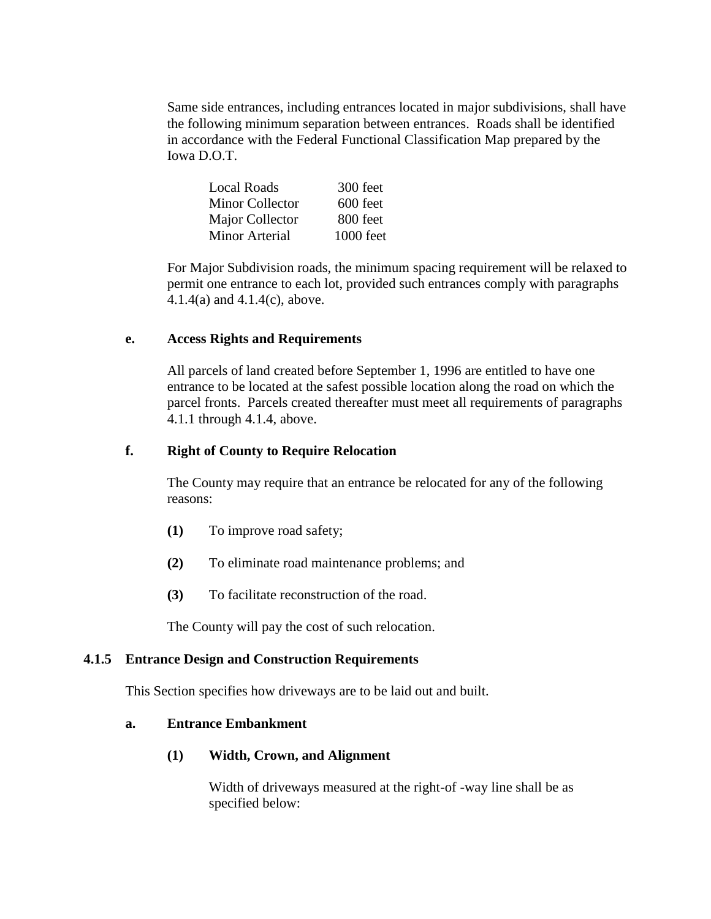Same side entrances, including entrances located in major subdivisions, shall have the following minimum separation between entrances. Roads shall be identified in accordance with the Federal Functional Classification Map prepared by the Iowa D.O.T.

| | |
|---|---|
| Local Roads | 300 feet |
| Minor Collector | 600 feet |
| Major Collector | 800 feet |
| Minor Arterial | 1000 feet |

For Major Subdivision roads, the minimum spacing requirement will be relaxed to permit one entrance to each lot, provided such entrances comply with paragraphs 4.1.4(a) and 4.1.4(c), above.

**e. Access Rights and Requirements**

All parcels of land created before September 1, 1996 are entitled to have one entrance to be located at the safest possible location along the road on which the parcel fronts. Parcels created thereafter must meet all requirements of paragraphs 4.1.1 through 4.1.4, above.

**f. Right of County to Require Relocation**

The County may require that an entrance be relocated for any of the following reasons:

**(1)** To improve road safety;

**(2)** To eliminate road maintenance problems; and

**(3)** To facilitate reconstruction of the road.

The County will pay the cost of such relocation.

### 4.1.5 Entrance Design and Construction Requirements

This Section specifies how driveways are to be laid out and built.

**a. Entrance Embankment**

**(1) Width, Crown, and Alignment**

Width of driveways measured at the right-of -way line shall be as specified below: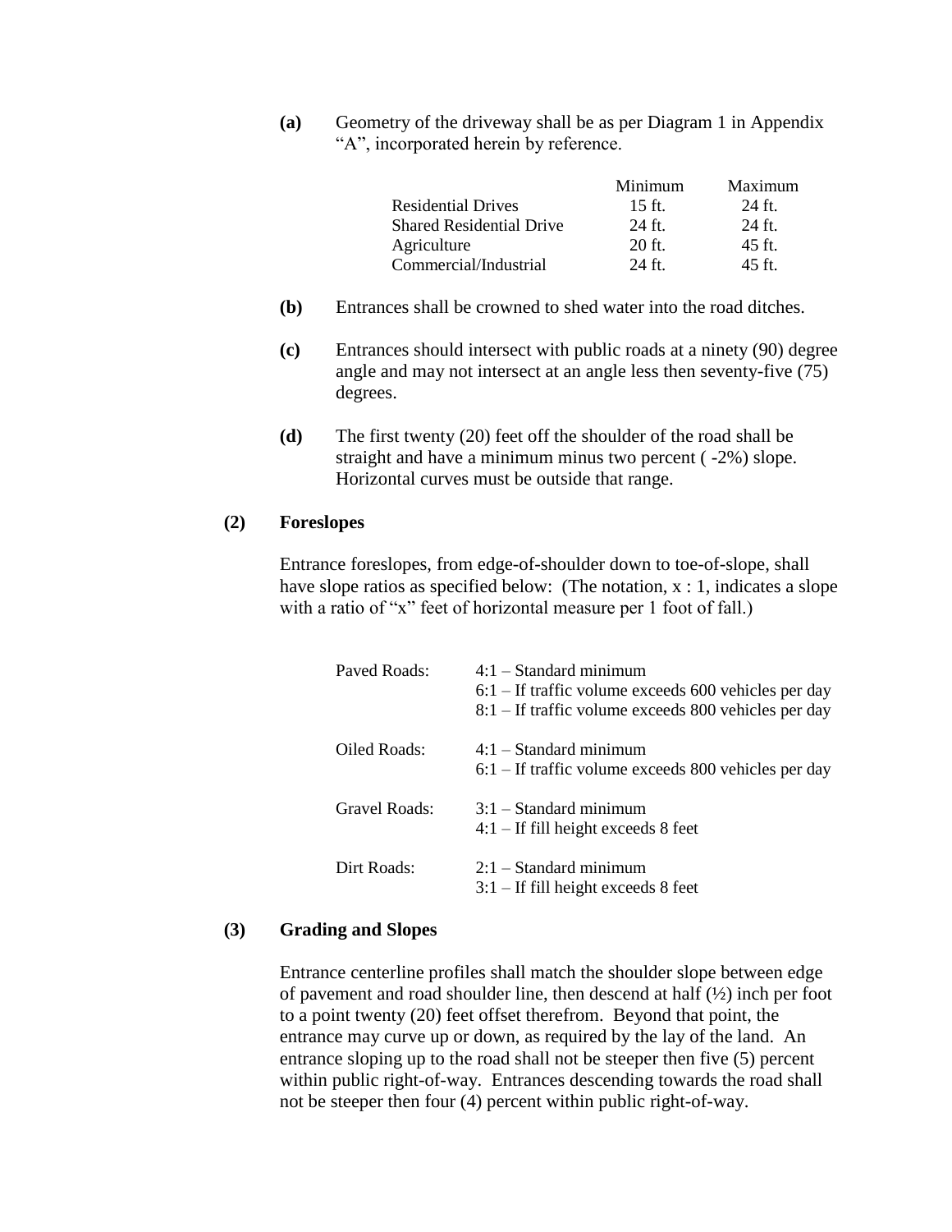**(a)** Geometry of the driveway shall be as per Diagram 1 in Appendix "A", incorporated herein by reference.

| | Minimum | Maximum |
|---|---|---|
| Residential Drives | 15 ft. | 24 ft. |
| Shared Residential Drive | 24 ft. | 24 ft. |
| Agriculture | 20 ft. | 45 ft. |
| Commercial/Industrial | 24 ft. | 45 ft. |

**(b)** Entrances shall be crowned to shed water into the road ditches.

**(c)** Entrances should intersect with public roads at a ninety (90) degree angle and may not intersect at an angle less then seventy-five (75) degrees.

**(d)** The first twenty (20) feet off the shoulder of the road shall be straight and have a minimum minus two percent ( -2%) slope. Horizontal curves must be outside that range.

**(2) Foreslopes**

Entrance foreslopes, from edge-of-shoulder down to toe-of-slope, shall have slope ratios as specified below: (The notation, x : 1, indicates a slope with a ratio of "x" feet of horizontal measure per 1 foot of fall.)

| | |
|---|---|
| Paved Roads: | 4:1 – Standard minimum<br>6:1 – If traffic volume exceeds 600 vehicles per day<br>8:1 – If traffic volume exceeds 800 vehicles per day |
| Oiled Roads: | 4:1 – Standard minimum<br>6:1 – If traffic volume exceeds 800 vehicles per day |
| Gravel Roads: | 3:1 – Standard minimum<br>4:1 – If fill height exceeds 8 feet |
| Dirt Roads: | 2:1 – Standard minimum<br>3:1 – If fill height exceeds 8 feet |

**(3) Grading and Slopes**

Entrance centerline profiles shall match the shoulder slope between edge of pavement and road shoulder line, then descend at half (½) inch per foot to a point twenty (20) feet offset therefrom. Beyond that point, the entrance may curve up or down, as required by the lay of the land. An entrance sloping up to the road shall not be steeper then five (5) percent within public right-of-way. Entrances descending towards the road shall not be steeper then four (4) percent within public right-of-way.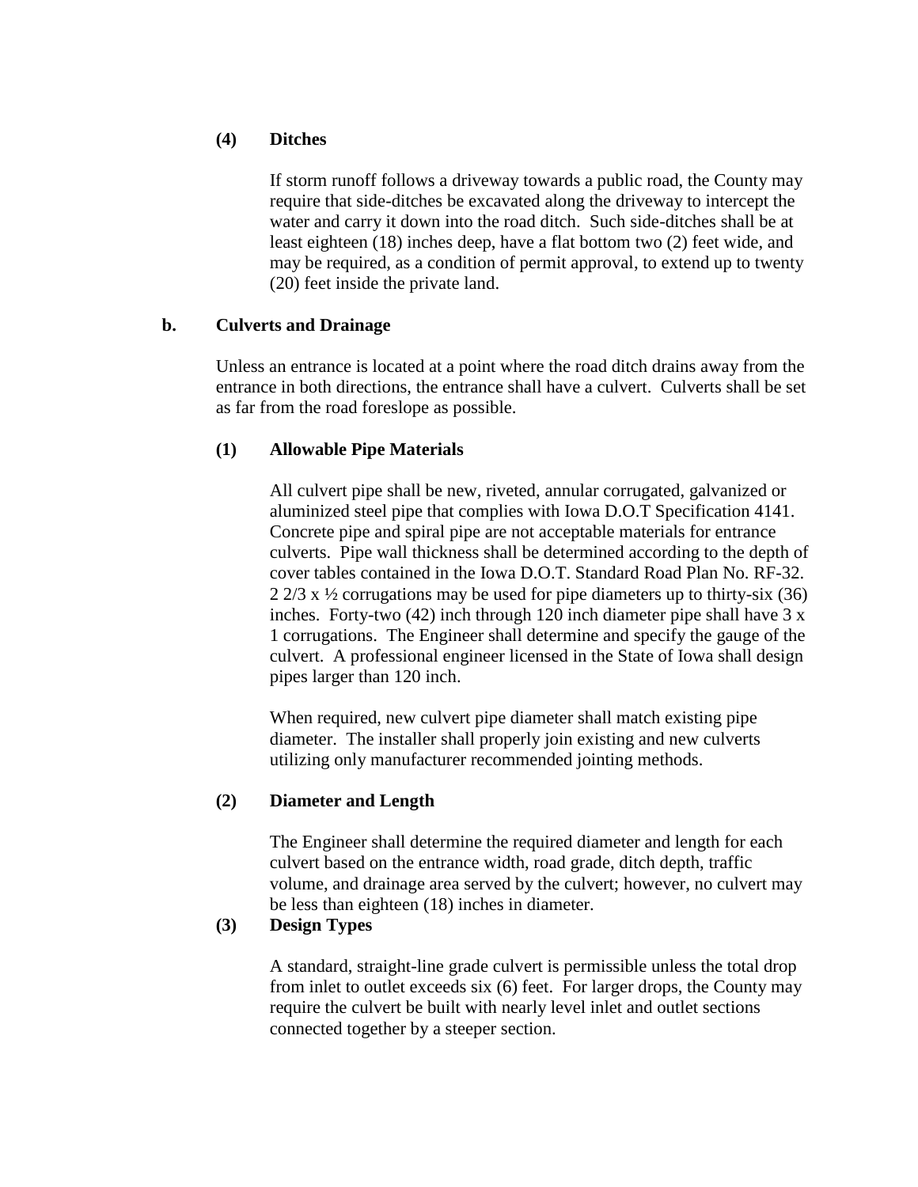#### (4) Ditches

If storm runoff follows a driveway towards a public road, the County may require that side-ditches be excavated along the driveway to intercept the water and carry it down into the road ditch. Such side-ditches shall be at least eighteen (18) inches deep, have a flat bottom two (2) feet wide, and may be required, as a condition of permit approval, to extend up to twenty (20) feet inside the private land.

### b. Culverts and Drainage

Unless an entrance is located at a point where the road ditch drains away from the entrance in both directions, the entrance shall have a culvert. Culverts shall be set as far from the road foreslope as possible.

#### (1) Allowable Pipe Materials

All culvert pipe shall be new, riveted, annular corrugated, galvanized or aluminized steel pipe that complies with Iowa D.O.T Specification 4141. Concrete pipe and spiral pipe are not acceptable materials for entrance culverts. Pipe wall thickness shall be determined according to the depth of cover tables contained in the Iowa D.O.T. Standard Road Plan No. RF-32. 2 2/3 x ½ corrugations may be used for pipe diameters up to thirty-six (36) inches. Forty-two (42) inch through 120 inch diameter pipe shall have 3 x 1 corrugations. The Engineer shall determine and specify the gauge of the culvert. A professional engineer licensed in the State of Iowa shall design pipes larger than 120 inch.

When required, new culvert pipe diameter shall match existing pipe diameter. The installer shall properly join existing and new culverts utilizing only manufacturer recommended jointing methods.

#### (2) Diameter and Length

The Engineer shall determine the required diameter and length for each culvert based on the entrance width, road grade, ditch depth, traffic volume, and drainage area served by the culvert; however, no culvert may be less than eighteen (18) inches in diameter.

#### (3) Design Types

A standard, straight-line grade culvert is permissible unless the total drop from inlet to outlet exceeds six (6) feet. For larger drops, the County may require the culvert be built with nearly level inlet and outlet sections connected together by a steeper section.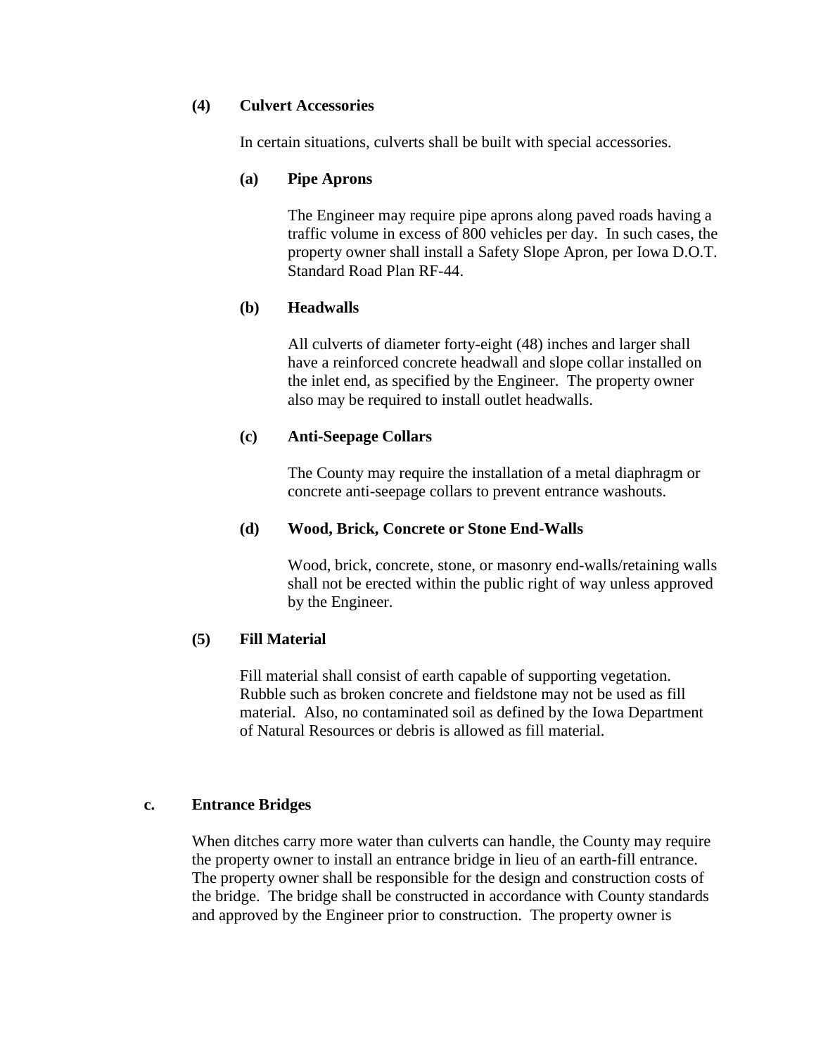#### (4) Culvert Accessories

In certain situations, culverts shall be built with special accessories.

##### (a) Pipe Aprons

The Engineer may require pipe aprons along paved roads having a traffic volume in excess of 800 vehicles per day. In such cases, the property owner shall install a Safety Slope Apron, per Iowa D.O.T. Standard Road Plan RF-44.

##### (b) Headwalls

All culverts of diameter forty-eight (48) inches and larger shall have a reinforced concrete headwall and slope collar installed on the inlet end, as specified by the Engineer. The property owner also may be required to install outlet headwalls.

##### (c) Anti-Seepage Collars

The County may require the installation of a metal diaphragm or concrete anti-seepage collars to prevent entrance washouts.

##### (d) Wood, Brick, Concrete or Stone End-Walls

Wood, brick, concrete, stone, or masonry end-walls/retaining walls shall not be erected within the public right of way unless approved by the Engineer.

#### (5) Fill Material

Fill material shall consist of earth capable of supporting vegetation. Rubble such as broken concrete and fieldstone may not be used as fill material. Also, no contaminated soil as defined by the Iowa Department of Natural Resources or debris is allowed as fill material.

### c. Entrance Bridges

When ditches carry more water than culverts can handle, the County may require the property owner to install an entrance bridge in lieu of an earth-fill entrance. The property owner shall be responsible for the design and construction costs of the bridge. The bridge shall be constructed in accordance with County standards and approved by the Engineer prior to construction. The property owner is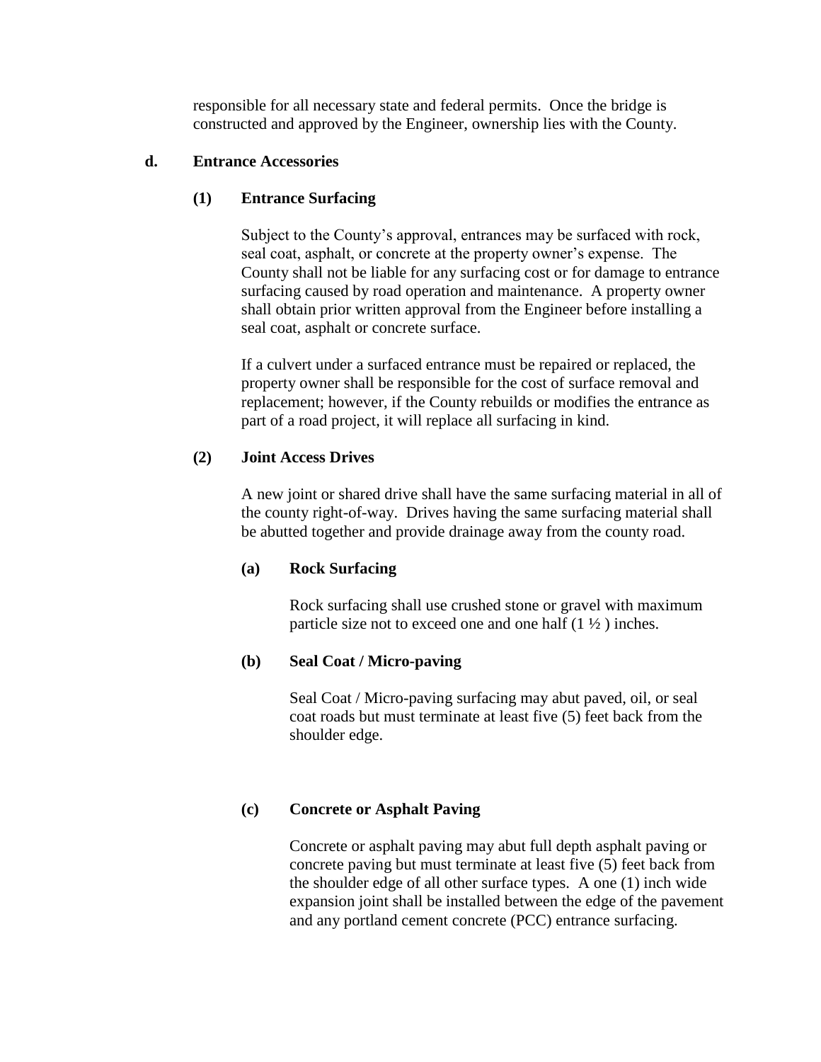responsible for all necessary state and federal permits. Once the bridge is constructed and approved by the Engineer, ownership lies with the County.

**d. Entrance Accessories**

**(1) Entrance Surfacing**

Subject to the County's approval, entrances may be surfaced with rock, seal coat, asphalt, or concrete at the property owner's expense. The County shall not be liable for any surfacing cost or for damage to entrance surfacing caused by road operation and maintenance. A property owner shall obtain prior written approval from the Engineer before installing a seal coat, asphalt or concrete surface.

If a culvert under a surfaced entrance must be repaired or replaced, the property owner shall be responsible for the cost of surface removal and replacement; however, if the County rebuilds or modifies the entrance as part of a road project, it will replace all surfacing in kind.

**(2) Joint Access Drives**

A new joint or shared drive shall have the same surfacing material in all of the county right-of-way. Drives having the same surfacing material shall be abutted together and provide drainage away from the county road.

**(a) Rock Surfacing**

Rock surfacing shall use crushed stone or gravel with maximum particle size not to exceed one and one half (1 ½ ) inches.

**(b) Seal Coat / Micro-paving**

Seal Coat / Micro-paving surfacing may abut paved, oil, or seal coat roads but must terminate at least five (5) feet back from the shoulder edge.

**(c) Concrete or Asphalt Paving**

Concrete or asphalt paving may abut full depth asphalt paving or concrete paving but must terminate at least five (5) feet back from the shoulder edge of all other surface types. A one (1) inch wide expansion joint shall be installed between the edge of the pavement and any portland cement concrete (PCC) entrance surfacing.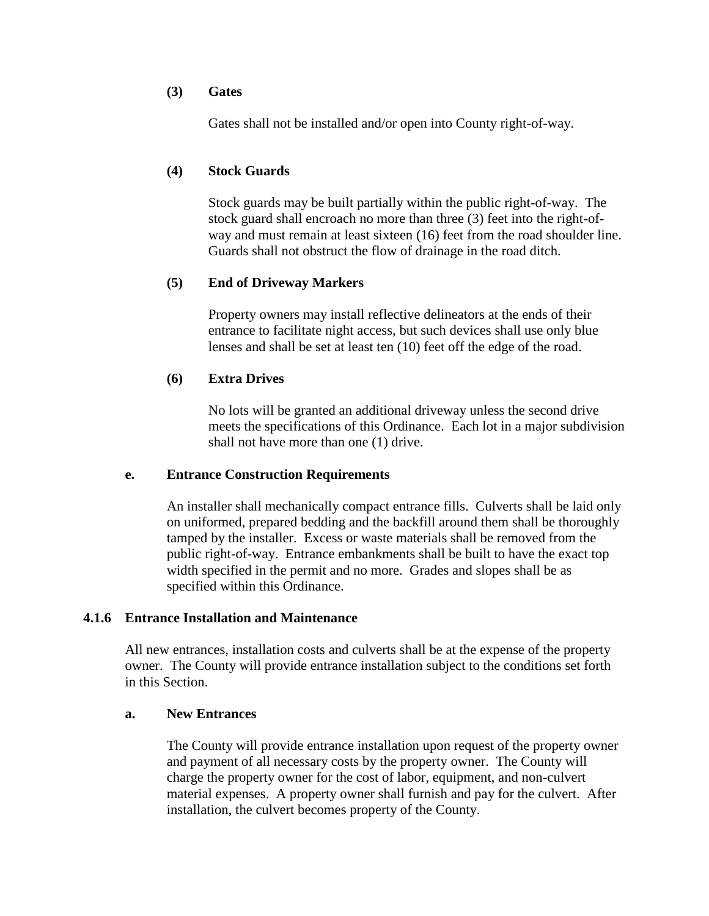**(3) Gates**

Gates shall not be installed and/or open into County right-of-way.

**(4) Stock Guards**

Stock guards may be built partially within the public right-of-way. The stock guard shall encroach no more than three (3) feet into the right-of-way and must remain at least sixteen (16) feet from the road shoulder line. Guards shall not obstruct the flow of drainage in the road ditch.

**(5) End of Driveway Markers**

Property owners may install reflective delineators at the ends of their entrance to facilitate night access, but such devices shall use only blue lenses and shall be set at least ten (10) feet off the edge of the road.

**(6) Extra Drives**

No lots will be granted an additional driveway unless the second drive meets the specifications of this Ordinance. Each lot in a major subdivision shall not have more than one (1) drive.

**e. Entrance Construction Requirements**

An installer shall mechanically compact entrance fills. Culverts shall be laid only on uniformed, prepared bedding and the backfill around them shall be thoroughly tamped by the installer. Excess or waste materials shall be removed from the public right-of-way. Entrance embankments shall be built to have the exact top width specified in the permit and no more. Grades and slopes shall be as specified within this Ordinance.

### 4.1.6 Entrance Installation and Maintenance

All new entrances, installation costs and culverts shall be at the expense of the property owner. The County will provide entrance installation subject to the conditions set forth in this Section.

**a. New Entrances**

The County will provide entrance installation upon request of the property owner and payment of all necessary costs by the property owner. The County will charge the property owner for the cost of labor, equipment, and non-culvert material expenses. A property owner shall furnish and pay for the culvert. After installation, the culvert becomes property of the County.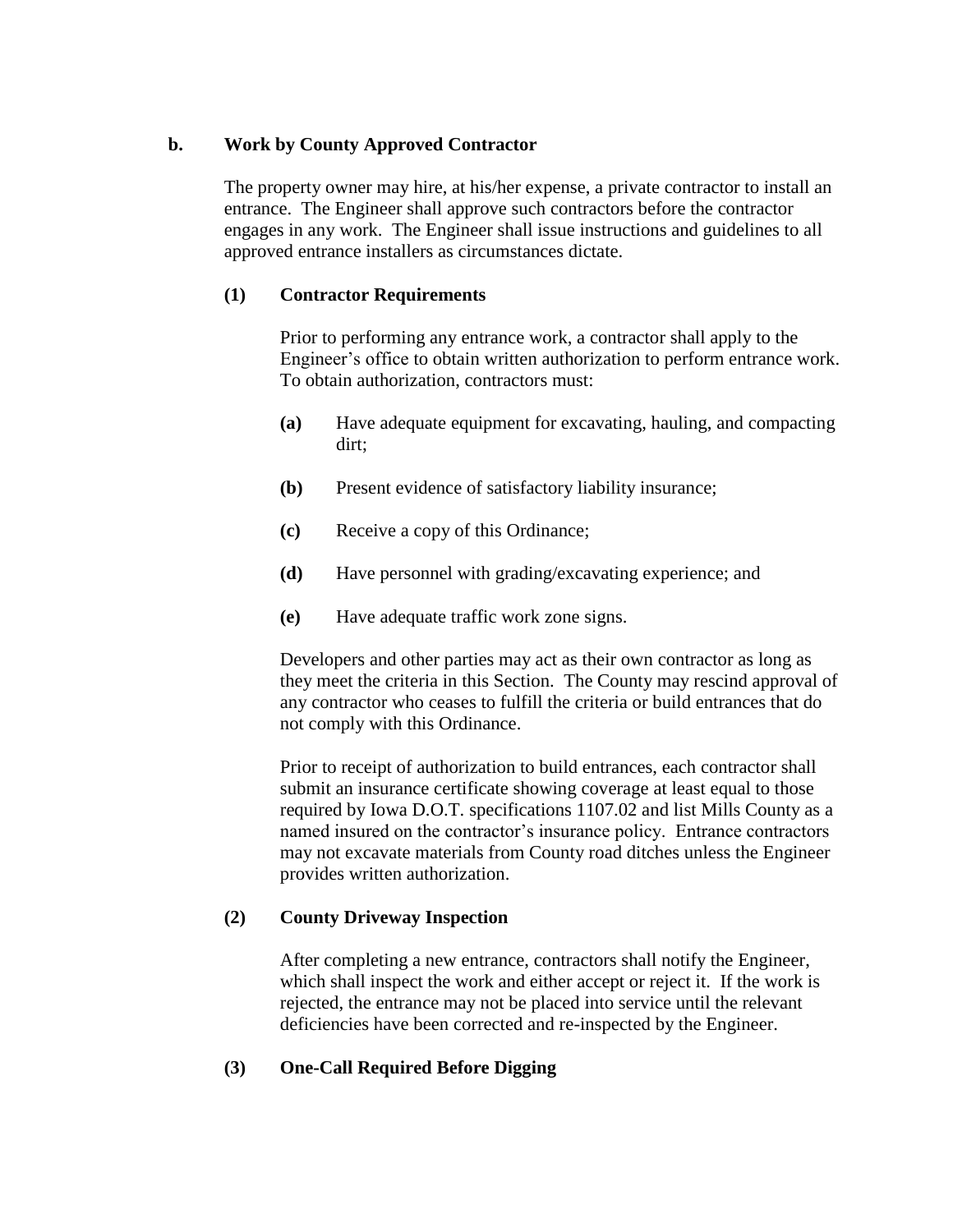**b. Work by County Approved Contractor**

The property owner may hire, at his/her expense, a private contractor to install an entrance. The Engineer shall approve such contractors before the contractor engages in any work. The Engineer shall issue instructions and guidelines to all approved entrance installers as circumstances dictate.

**(1) Contractor Requirements**

Prior to performing any entrance work, a contractor shall apply to the Engineer's office to obtain written authorization to perform entrance work. To obtain authorization, contractors must:

- **(a)** Have adequate equipment for excavating, hauling, and compacting dirt;
- **(b)** Present evidence of satisfactory liability insurance;
- **(c)** Receive a copy of this Ordinance;
- **(d)** Have personnel with grading/excavating experience; and
- **(e)** Have adequate traffic work zone signs.

Developers and other parties may act as their own contractor as long as they meet the criteria in this Section. The County may rescind approval of any contractor who ceases to fulfill the criteria or build entrances that do not comply with this Ordinance.

Prior to receipt of authorization to build entrances, each contractor shall submit an insurance certificate showing coverage at least equal to those required by Iowa D.O.T. specifications 1107.02 and list Mills County as a named insured on the contractor's insurance policy. Entrance contractors may not excavate materials from County road ditches unless the Engineer provides written authorization.

**(2) County Driveway Inspection**

After completing a new entrance, contractors shall notify the Engineer, which shall inspect the work and either accept or reject it. If the work is rejected, the entrance may not be placed into service until the relevant deficiencies have been corrected and re-inspected by the Engineer.

**(3) One-Call Required Before Digging**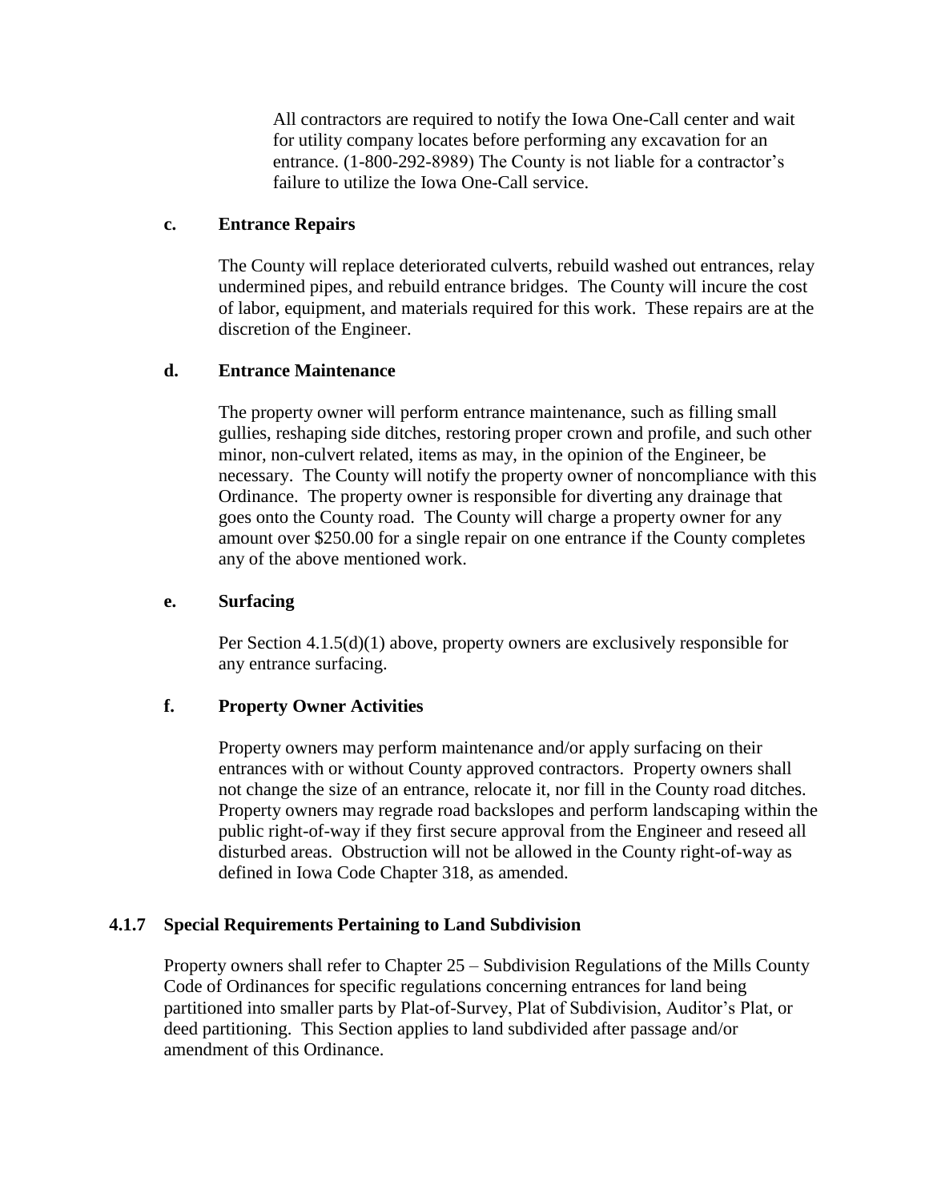All contractors are required to notify the Iowa One-Call center and wait for utility company locates before performing any excavation for an entrance. (1-800-292-8989) The County is not liable for a contractor's failure to utilize the Iowa One-Call service.

**c. Entrance Repairs**

The County will replace deteriorated culverts, rebuild washed out entrances, relay undermined pipes, and rebuild entrance bridges. The County will incure the cost of labor, equipment, and materials required for this work. These repairs are at the discretion of the Engineer.

**d. Entrance Maintenance**

The property owner will perform entrance maintenance, such as filling small gullies, reshaping side ditches, restoring proper crown and profile, and such other minor, non-culvert related, items as may, in the opinion of the Engineer, be necessary. The County will notify the property owner of noncompliance with this Ordinance. The property owner is responsible for diverting any drainage that goes onto the County road. The County will charge a property owner for any amount over $250.00 for a single repair on one entrance if the County completes any of the above mentioned work.

**e. Surfacing**

Per Section 4.1.5(d)(1) above, property owners are exclusively responsible for any entrance surfacing.

**f. Property Owner Activities**

Property owners may perform maintenance and/or apply surfacing on their entrances with or without County approved contractors. Property owners shall not change the size of an entrance, relocate it, nor fill in the County road ditches. Property owners may regrade road backslopes and perform landscaping within the public right-of-way if they first secure approval from the Engineer and reseed all disturbed areas. Obstruction will not be allowed in the County right-of-way as defined in Iowa Code Chapter 318, as amended.

### 4.1.7 Special Requirements Pertaining to Land Subdivision

Property owners shall refer to Chapter 25 – Subdivision Regulations of the Mills County Code of Ordinances for specific regulations concerning entrances for land being partitioned into smaller parts by Plat-of-Survey, Plat of Subdivision, Auditor's Plat, or deed partitioning. This Section applies to land subdivided after passage and/or amendment of this Ordinance.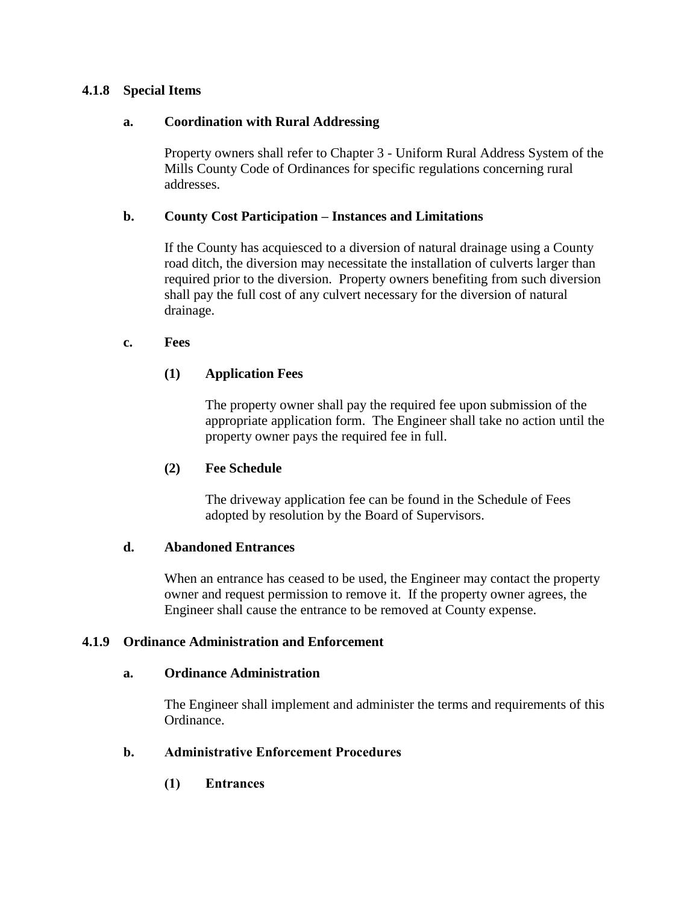### 4.1.8 Special Items

#### a. Coordination with Rural Addressing

Property owners shall refer to Chapter 3 - Uniform Rural Address System of the Mills County Code of Ordinances for specific regulations concerning rural addresses.

#### b. County Cost Participation – Instances and Limitations

If the County has acquiesced to a diversion of natural drainage using a County road ditch, the diversion may necessitate the installation of culverts larger than required prior to the diversion. Property owners benefiting from such diversion shall pay the full cost of any culvert necessary for the diversion of natural drainage.

#### c. Fees

##### (1) Application Fees

The property owner shall pay the required fee upon submission of the appropriate application form. The Engineer shall take no action until the property owner pays the required fee in full.

##### (2) Fee Schedule

The driveway application fee can be found in the Schedule of Fees adopted by resolution by the Board of Supervisors.

#### d. Abandoned Entrances

When an entrance has ceased to be used, the Engineer may contact the property owner and request permission to remove it. If the property owner agrees, the Engineer shall cause the entrance to be removed at County expense.

### 4.1.9 Ordinance Administration and Enforcement

#### a. Ordinance Administration

The Engineer shall implement and administer the terms and requirements of this Ordinance.

#### b. Administrative Enforcement Procedures

##### (1) Entrances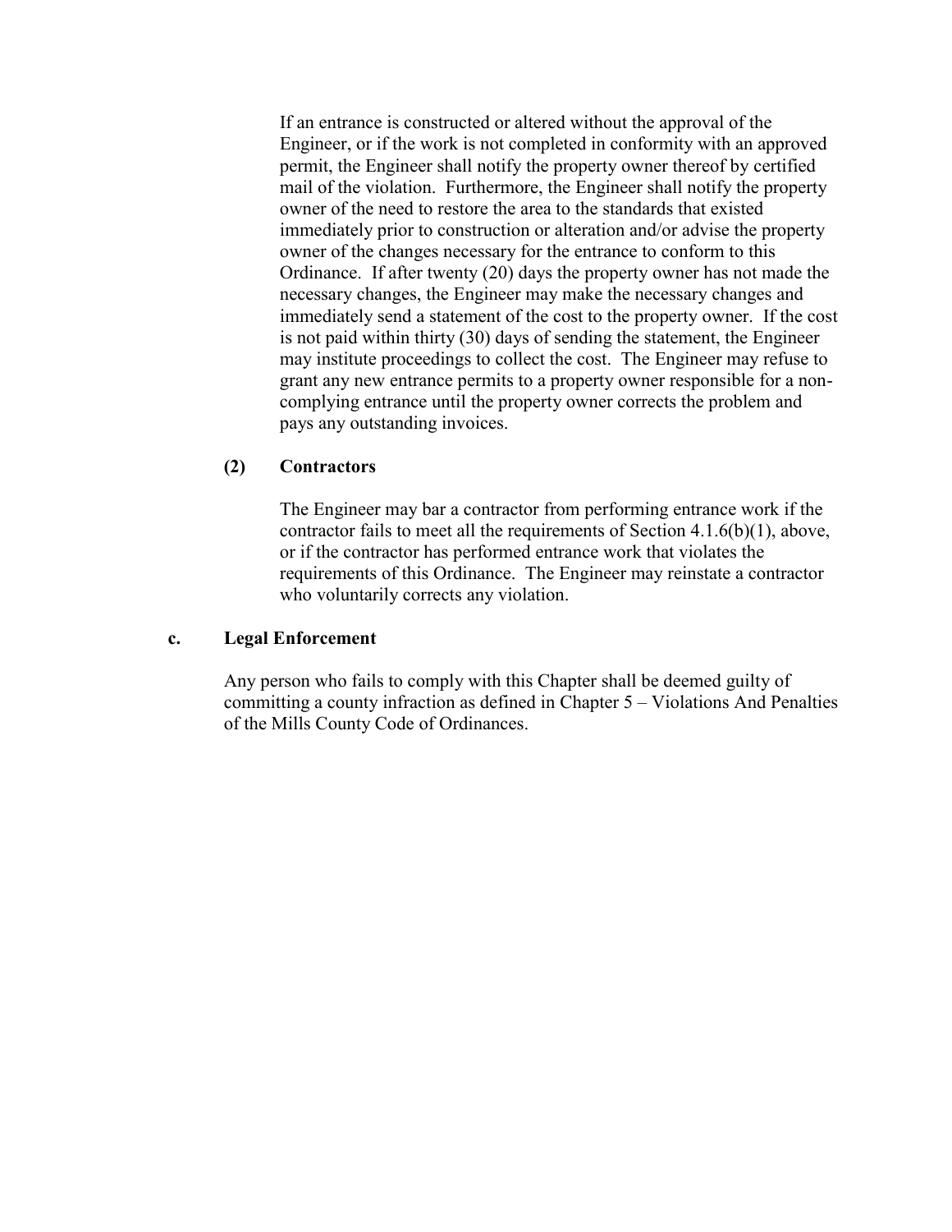If an entrance is constructed or altered without the approval of the Engineer, or if the work is not completed in conformity with an approved permit, the Engineer shall notify the property owner thereof by certified mail of the violation. Furthermore, the Engineer shall notify the property owner of the need to restore the area to the standards that existed immediately prior to construction or alteration and/or advise the property owner of the changes necessary for the entrance to conform to this Ordinance. If after twenty (20) days the property owner has not made the necessary changes, the Engineer may make the necessary changes and immediately send a statement of the cost to the property owner. If the cost is not paid within thirty (30) days of sending the statement, the Engineer may institute proceedings to collect the cost. The Engineer may refuse to grant any new entrance permits to a property owner responsible for a non-complying entrance until the property owner corrects the problem and pays any outstanding invoices.

**(2) Contractors**

The Engineer may bar a contractor from performing entrance work if the contractor fails to meet all the requirements of Section 4.1.6(b)(1), above, or if the contractor has performed entrance work that violates the requirements of this Ordinance. The Engineer may reinstate a contractor who voluntarily corrects any violation.

**c. Legal Enforcement**

Any person who fails to comply with this Chapter shall be deemed guilty of committing a county infraction as defined in Chapter 5 – Violations And Penalties of the Mills County Code of Ordinances.